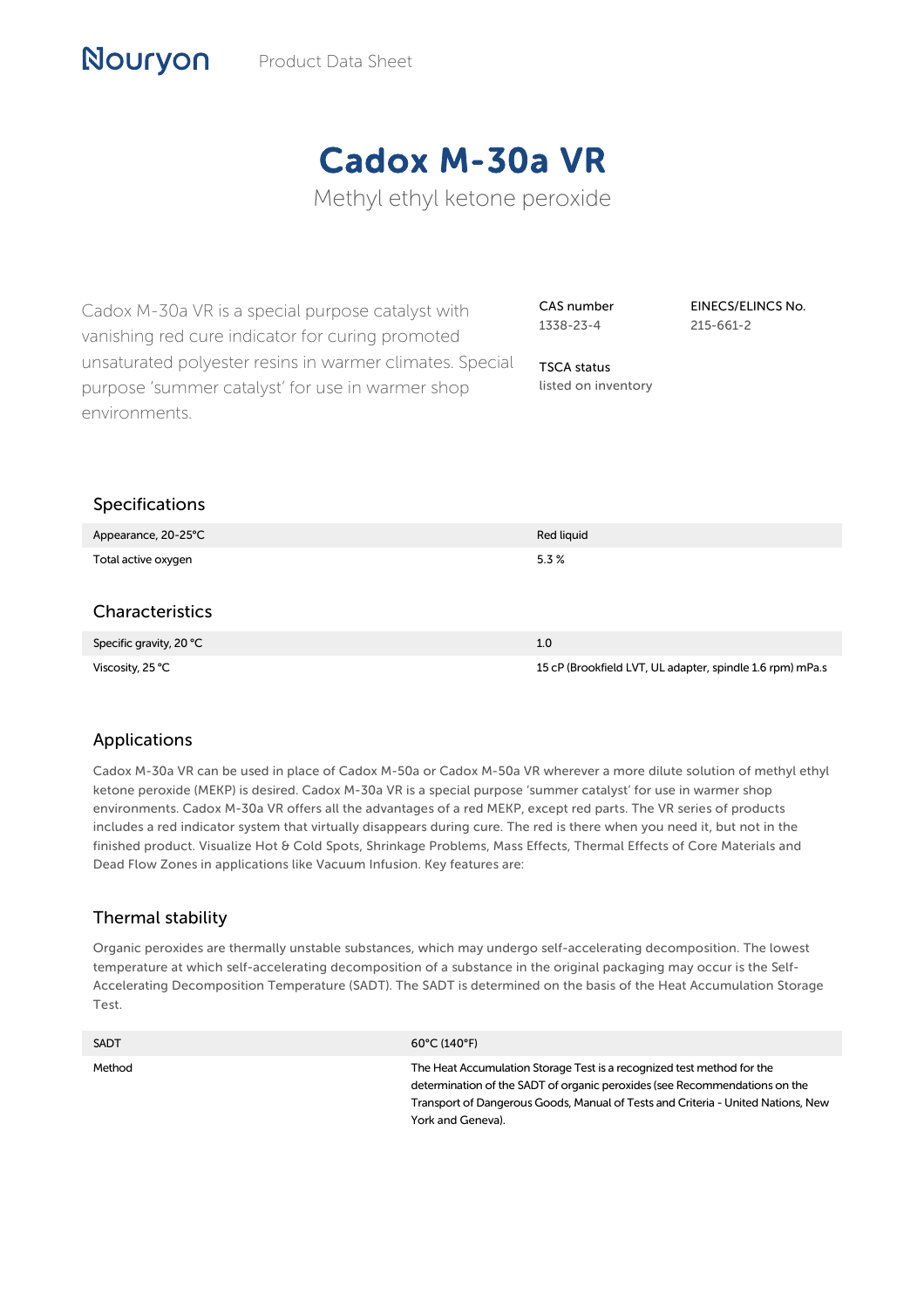Nouryon Product Data Sheet

# Cadox M-30a VR

Methyl ethyl ketone peroxide

Cadox M-30a VR is a special purpose catalyst with vanishing red cure indicator for curing promoted unsaturated polyester resins in warmer climates. Special purpose 'summer catalyst' for use in warmer shop environments.

**CAS number**
1338-23-4

**EINECS/ELINCS No.**
215-661-2

**TSCA status**
listed on inventory

## Specifications

| | |
|---|---|
| Appearance, 20-25°C | Red liquid |
| Total active oxygen | 5.3 % |

## Characteristics

| | |
|---|---|
| Specific gravity, 20 °C | 1.0 |
| Viscosity, 25 °C | 15 cP (Brookfield LVT, UL adapter, spindle 1.6 rpm) mPa.s |

## Applications

Cadox M-30a VR can be used in place of Cadox M-50a or Cadox M-50a VR wherever a more dilute solution of methyl ethyl ketone peroxide (MEKP) is desired. Cadox M-30a VR is a special purpose 'summer catalyst' for use in warmer shop environments. Cadox M-30a VR offers all the advantages of a red MEKP, except red parts. The VR series of products includes a red indicator system that virtually disappears during cure. The red is there when you need it, but not in the finished product. Visualize Hot & Cold Spots, Shrinkage Problems, Mass Effects, Thermal Effects of Core Materials and Dead Flow Zones in applications like Vacuum Infusion. Key features are:

## Thermal stability

Organic peroxides are thermally unstable substances, which may undergo self-accelerating decomposition. The lowest temperature at which self-accelerating decomposition of a substance in the original packaging may occur is the Self-Accelerating Decomposition Temperature (SADT). The SADT is determined on the basis of the Heat Accumulation Storage Test.

| | |
|---|---|
| SADT | 60°C (140°F) |
| Method | The Heat Accumulation Storage Test is a recognized test method for the determination of the SADT of organic peroxides (see Recommendations on the Transport of Dangerous Goods, Manual of Tests and Criteria - United Nations, New York and Geneva). |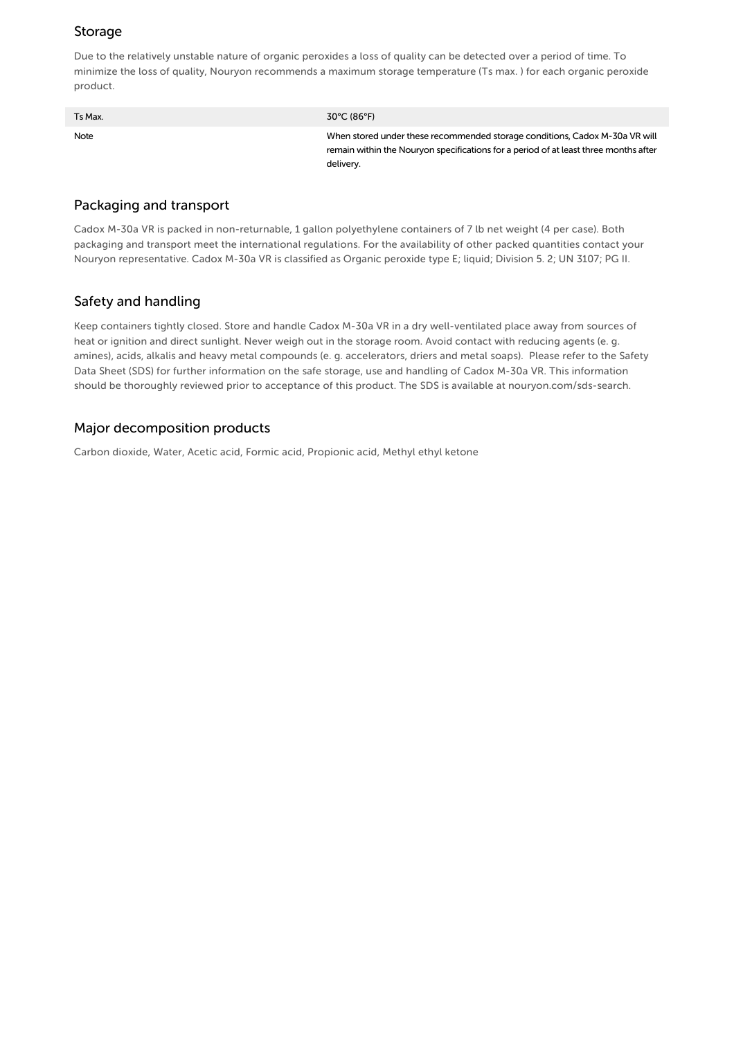## Storage

Due to the relatively unstable nature of organic peroxides a loss of quality can be detected over a period of time. To minimize the loss of quality, Nouryon recommends a maximum storage temperature (Ts max. ) for each organic peroxide product.

| | |
|---|---|
| Ts Max. | 30°C (86°F) |
| Note | When stored under these recommended storage conditions, Cadox M-30a VR will remain within the Nouryon specifications for a period of at least three months after delivery. |

## Packaging and transport

Cadox M-30a VR is packed in non-returnable, 1 gallon polyethylene containers of 7 lb net weight (4 per case). Both packaging and transport meet the international regulations. For the availability of other packed quantities contact your Nouryon representative. Cadox M-30a VR is classified as Organic peroxide type E; liquid; Division 5. 2; UN 3107; PG II.

## Safety and handling

Keep containers tightly closed. Store and handle Cadox M-30a VR in a dry well-ventilated place away from sources of heat or ignition and direct sunlight. Never weigh out in the storage room. Avoid contact with reducing agents (e. g. amines), acids, alkalis and heavy metal compounds (e. g. accelerators, driers and metal soaps). Please refer to the Safety Data Sheet (SDS) for further information on the safe storage, use and handling of Cadox M-30a VR. This information should be thoroughly reviewed prior to acceptance of this product. The SDS is available at nouryon.com/sds-search.

## Major decomposition products

Carbon dioxide, Water, Acetic acid, Formic acid, Propionic acid, Methyl ethyl ketone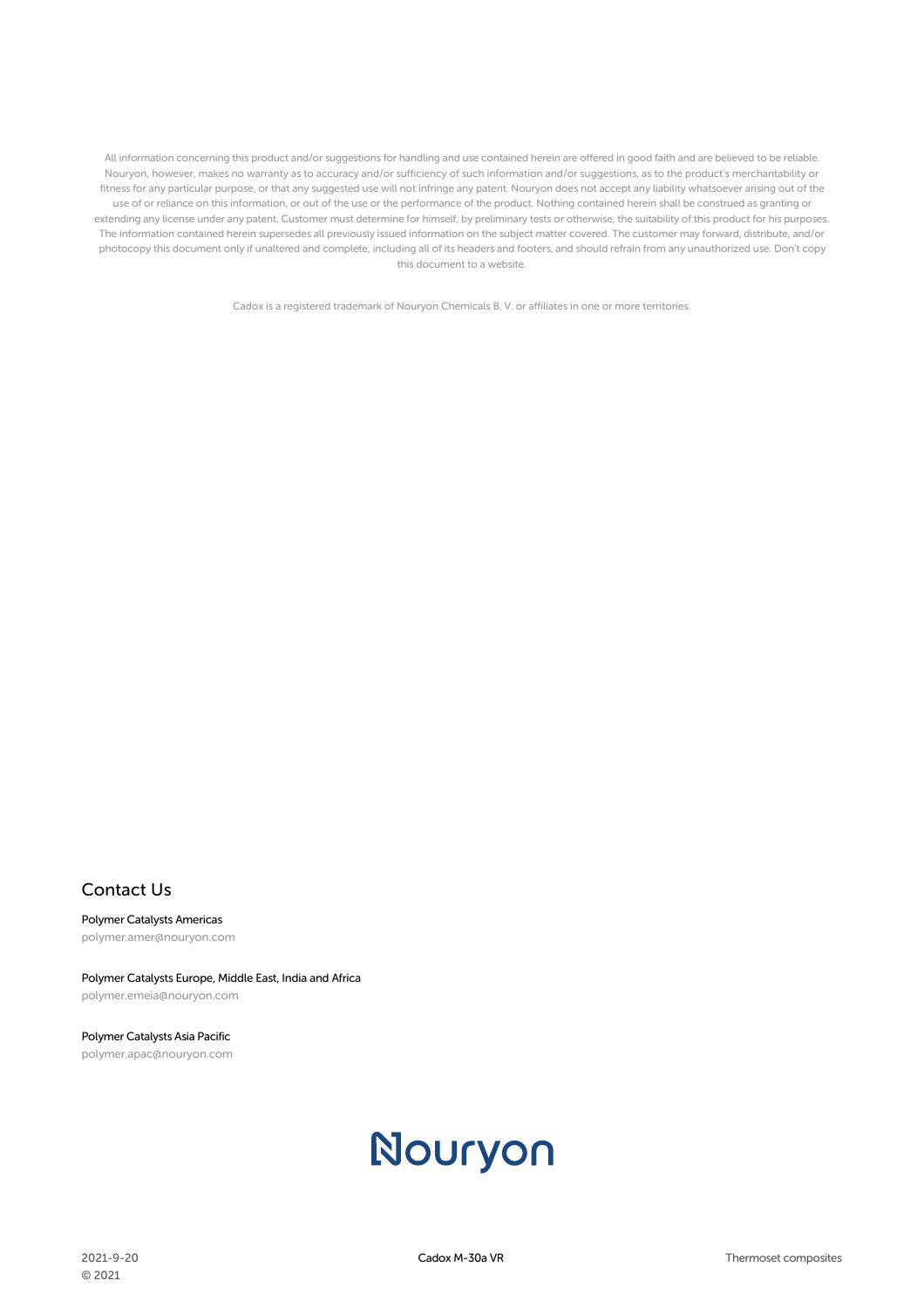All information concerning this product and/or suggestions for handling and use contained herein are offered in good faith and are believed to be reliable. Nouryon, however, makes no warranty as to accuracy and/or sufficiency of such information and/or suggestions, as to the product's merchantability or fitness for any particular purpose, or that any suggested use will not infringe any patent. Nouryon does not accept any liability whatsoever arising out of the use of or reliance on this information, or out of the use or the performance of the product. Nothing contained herein shall be construed as granting or extending any license under any patent. Customer must determine for himself, by preliminary tests or otherwise, the suitability of this product for his purposes. The information contained herein supersedes all previously issued information on the subject matter covered. The customer may forward, distribute, and/or photocopy this document only if unaltered and complete, including all of its headers and footers, and should refrain from any unauthorized use. Don't copy this document to a website.

Cadox is a registered trademark of Nouryon Chemicals B. V. or affiliates in one or more territories.

## Contact Us

Polymer Catalysts Americas
polymer.amer@nouryon.com

Polymer Catalysts Europe, Middle East, India and Africa
polymer.emeia@nouryon.com

Polymer Catalysts Asia Pacific
polymer.apac@nouryon.com

Nouryon

2021-9-20
© 2021

Cadox M-30a VR

Thermoset composites